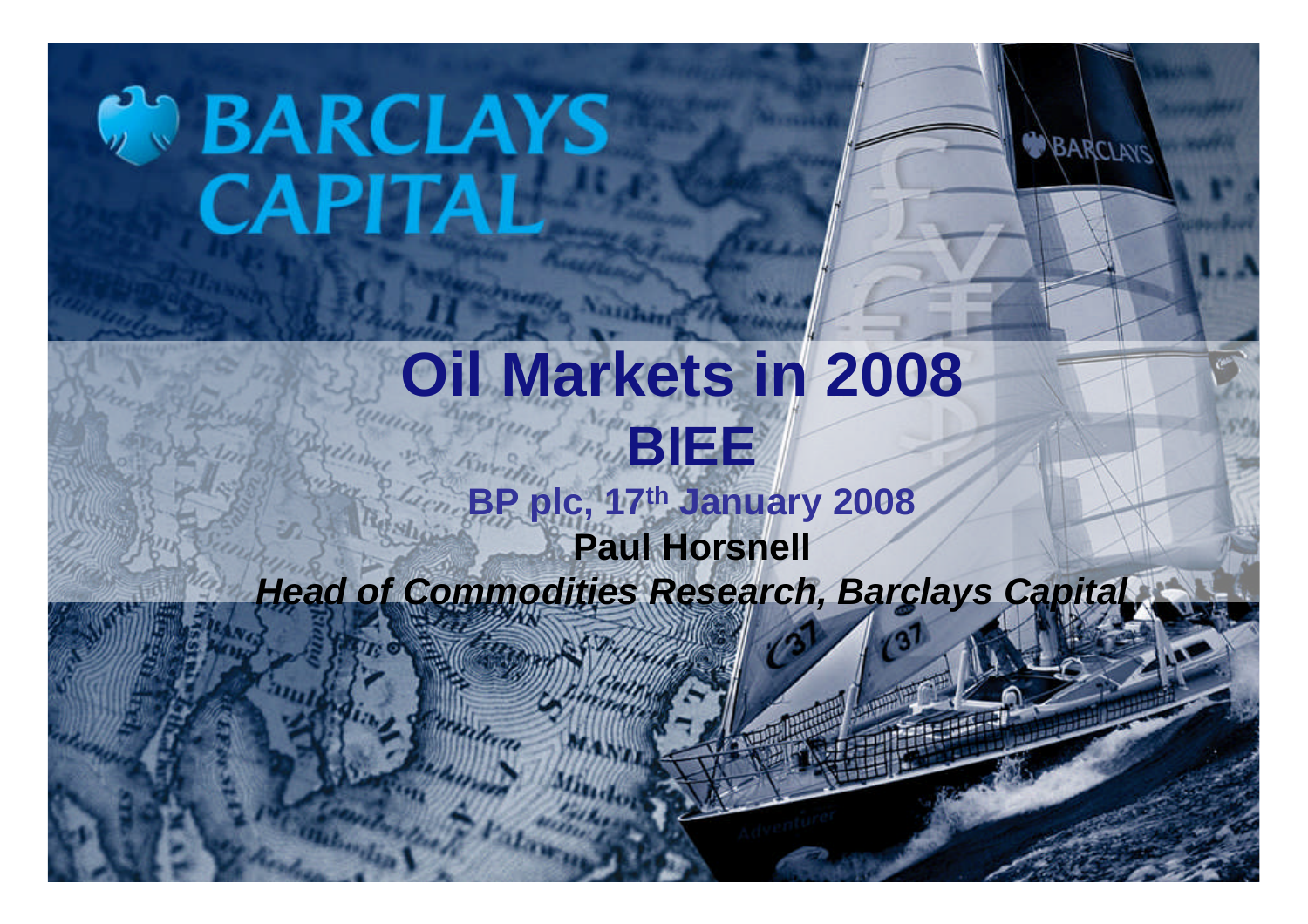BARCLAYS CAPITAL

# Oil Markets in 2008

## BIEE

**BP plc, 17th January 2008**

**Paul Horsnell**

***Head of Commodities Research, Barclays Capital***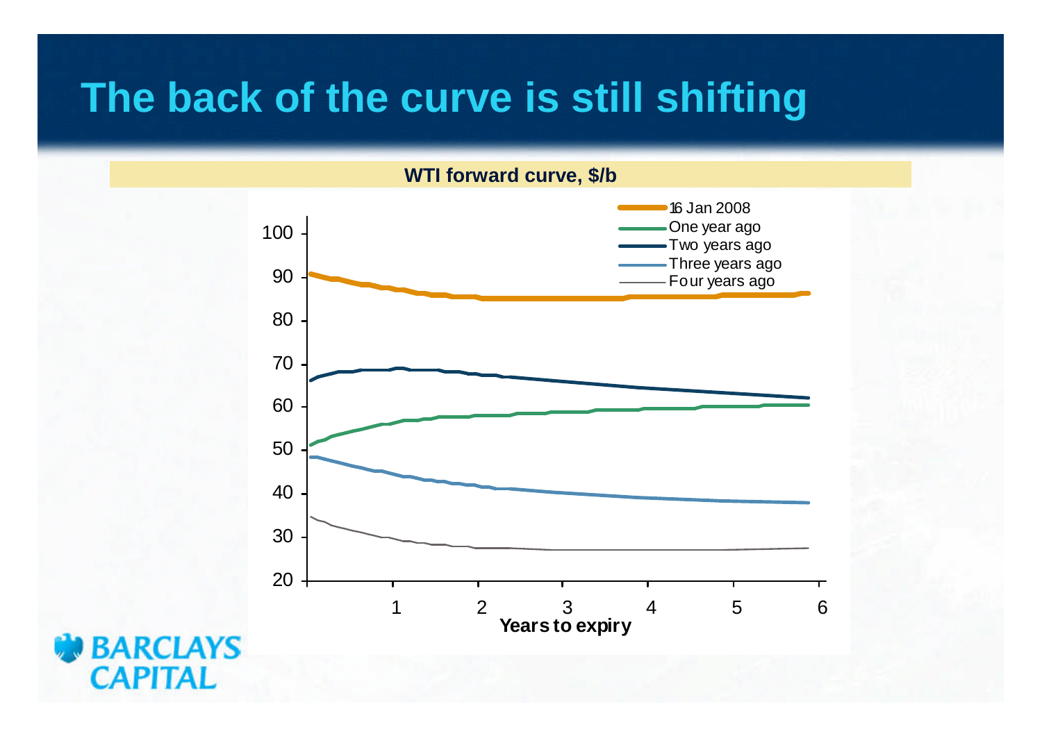# The back of the curve is still shifting

**WTI forward curve, $/b**

16 Jan 2008
One year ago
Two years ago
Three years ago
Four years ago

100
90
80
70
60
50
40
30
20

1 2 3 4 5 6

**Years to expiry**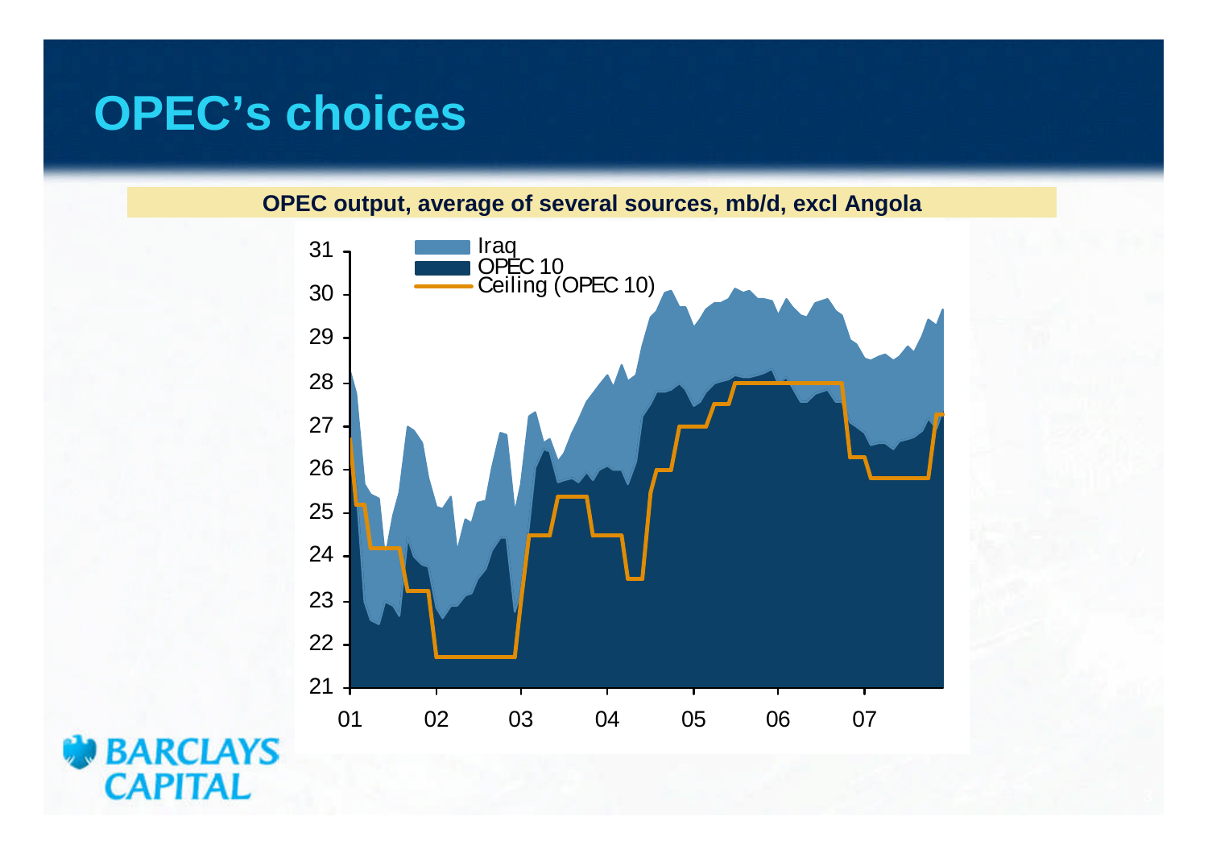# OPEC's choices

**OPEC output, average of several sources, mb/d, excl Angola**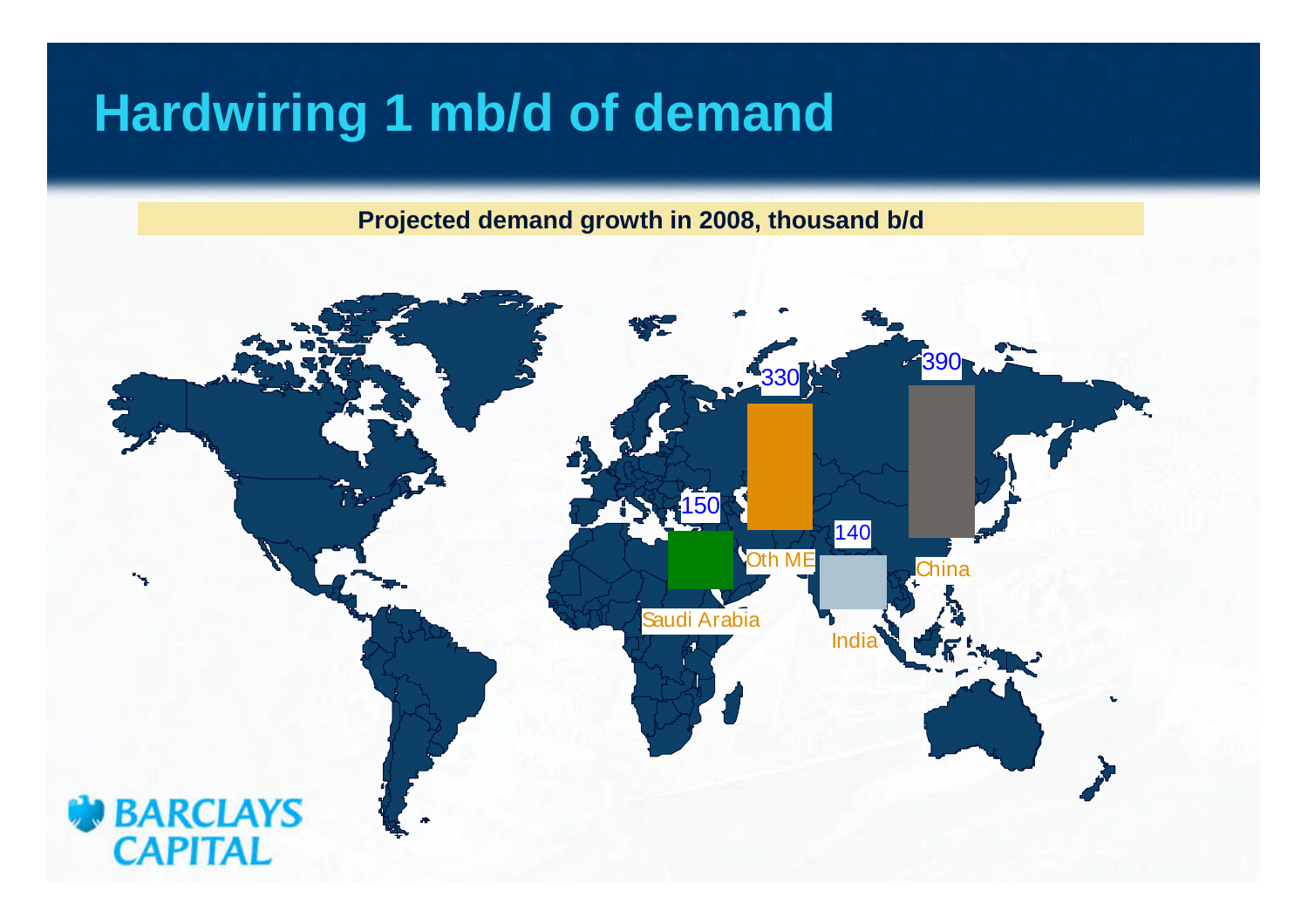# Hardwiring 1 mb/d of demand

**Projected demand growth in 2008, thousand b/d**

| Region | Demand growth |
| --- | --- |
| Saudi Arabia | 150 |
| Oth ME | 330 |
| India | 140 |
| China | 390 |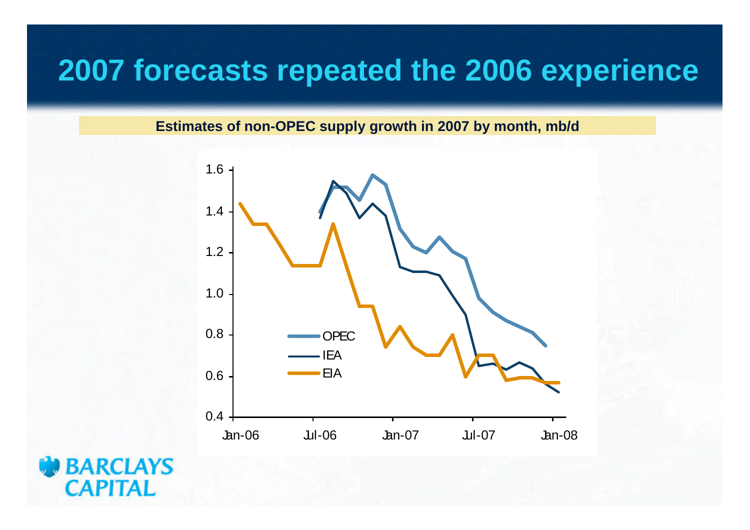# 2007 forecasts repeated the 2006 experience

**Estimates of non-OPEC supply growth in 2007 by month, mb/d**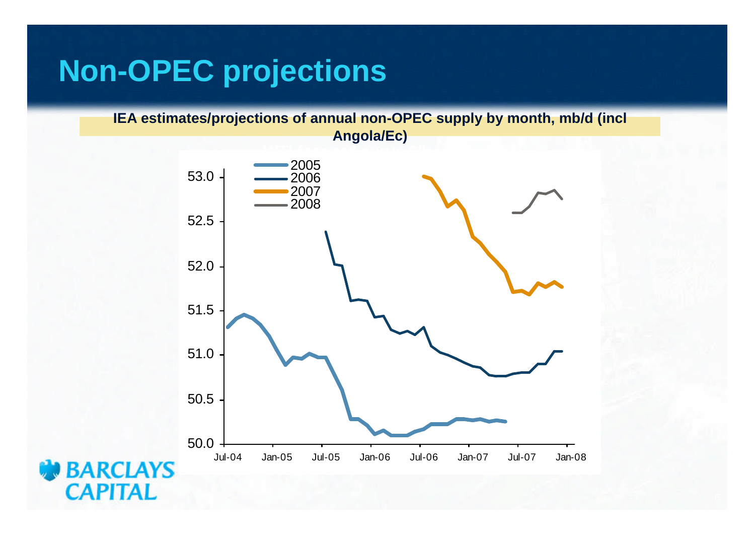# Non-OPEC projections

**IEA estimates/projections of annual non-OPEC supply by month, mb/d (incl Angola/Ec)**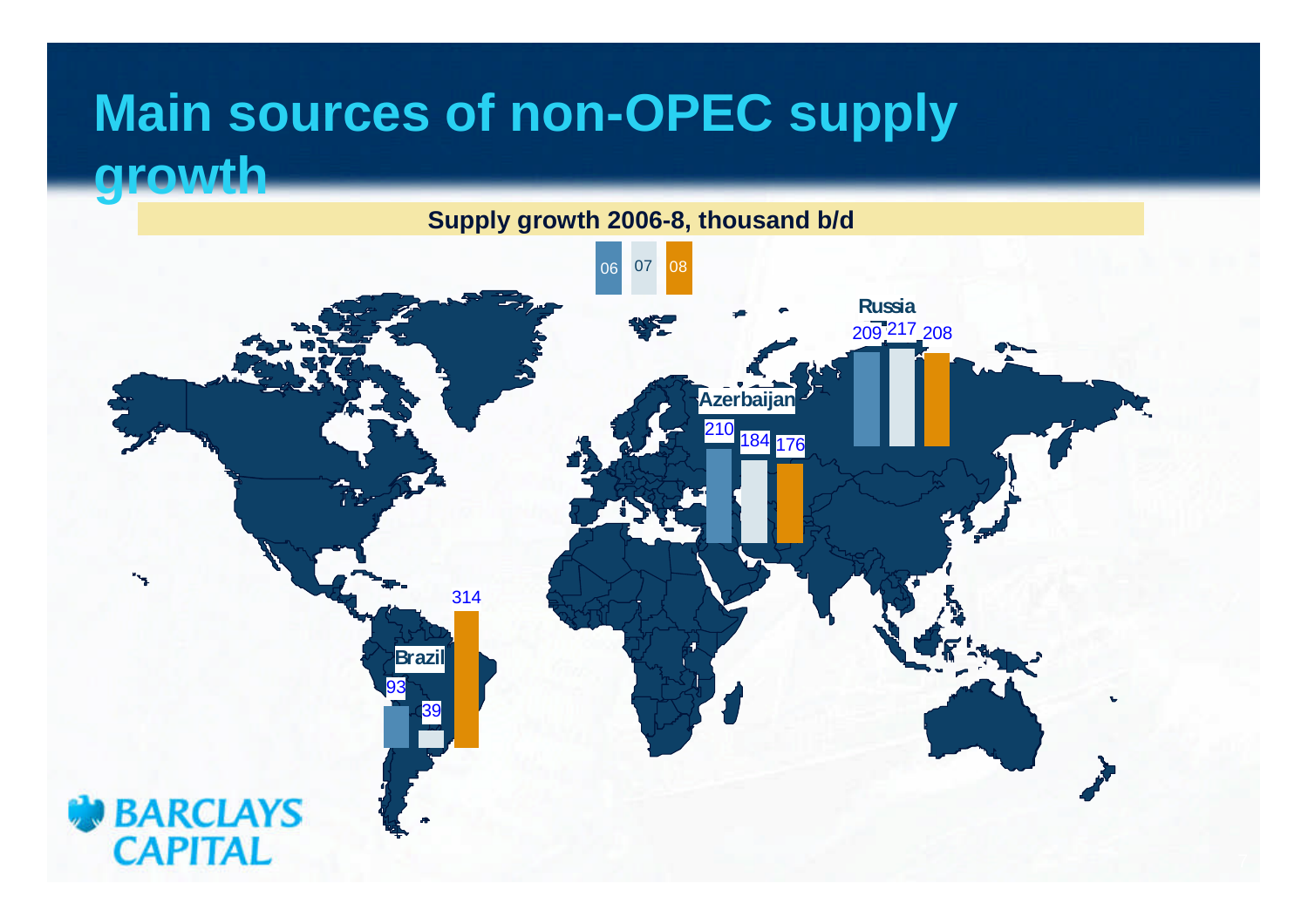# Main sources of non-OPEC supply growth

**Supply growth 2006-8, thousand b/d**

| | 06 | 07 | 08 |
|---|---|---|---|
| Russia | 209 | 217 | 208 |
| Azerbaijan | 210 | 184 | 176 |
| Brazil | 93 | 39 | 314 |

BARCLAYS CAPITAL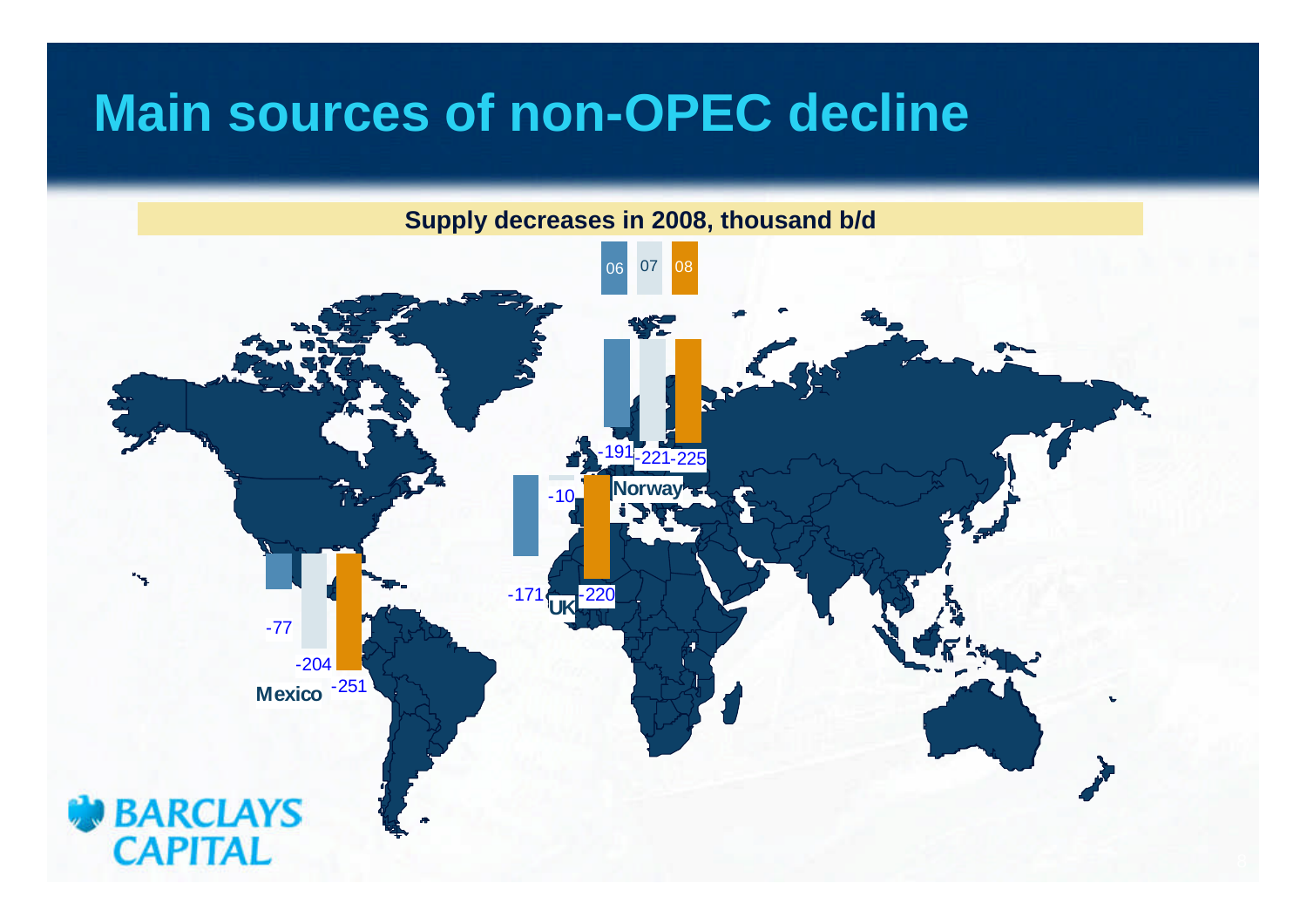# Main sources of non-OPEC decline

**Supply decreases in 2008, thousand b/d**

| | 06 | 07 | 08 |
|---|---|---|---|
| Mexico | -77 | -204 | -251 |
| UK | -171 | -10 | -220 |
| Norway | -191 | -221 | -225 |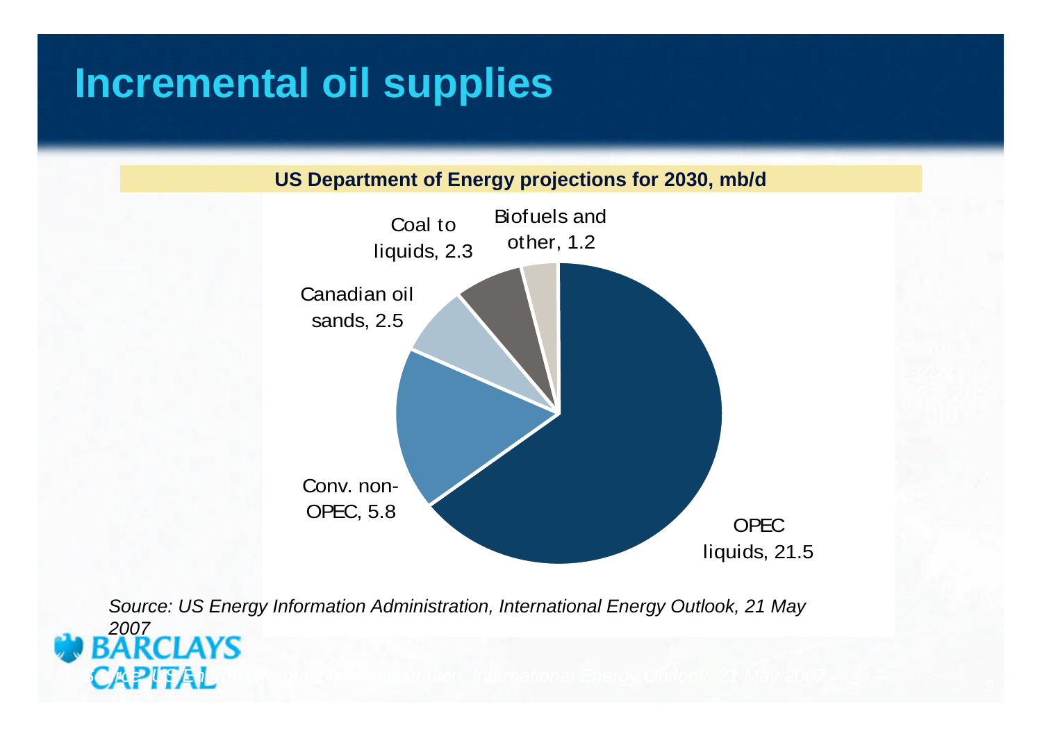# Incremental oil supplies

**US Department of Energy projections for 2030, mb/d**

| Source | mb/d |
| --- | --- |
| OPEC liquids | 21.5 |
| Conv. non-OPEC | 5.8 |
| Canadian oil sands | 2.5 |
| Coal to liquids | 2.3 |
| Biofuels and other | 1.2 |

*Source: US Energy Information Administration, International Energy Outlook, 21 May 2007*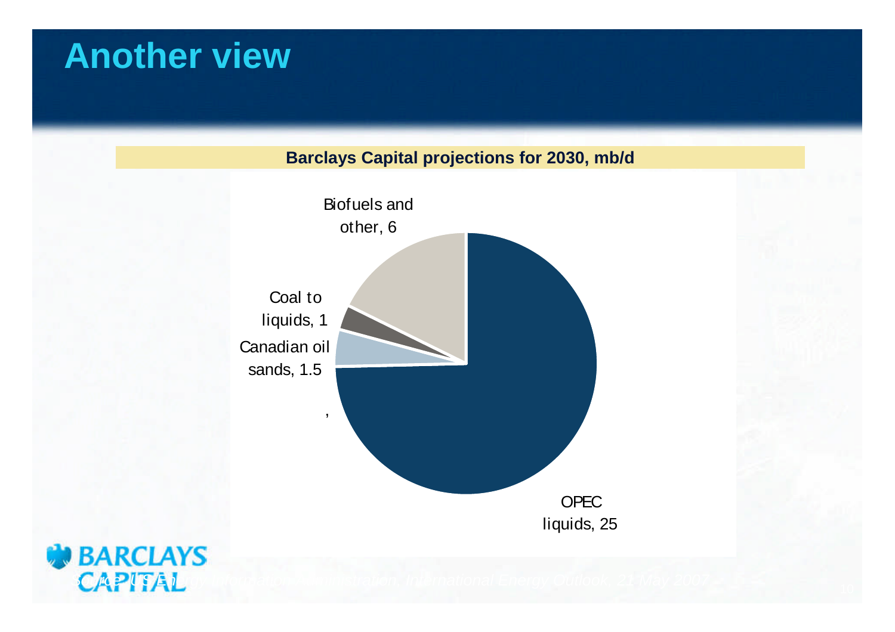# Another view

**Barclays Capital projections for 2030, mb/d**

Biofuels and other, 6

Coal to liquids, 1

Canadian oil sands, 1.5

,

OPEC liquids, 25

*Source: US Energy Information Administration, International Energy Outlook, 21 May 2007*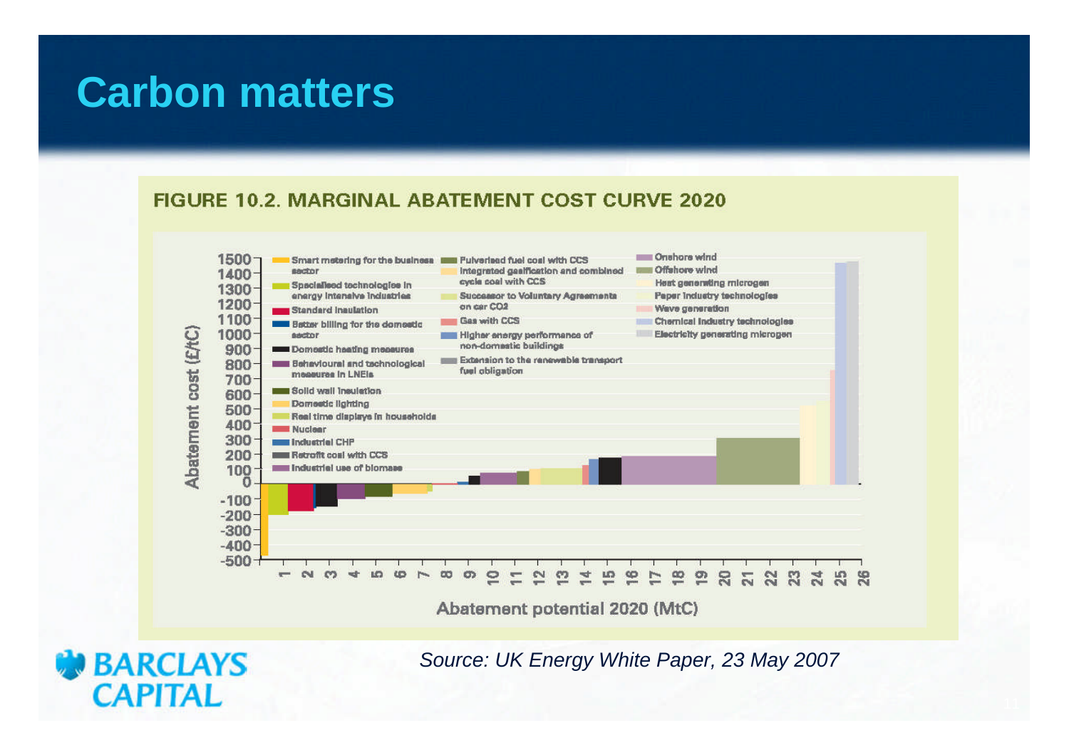# Carbon matters

**FIGURE 10.2. MARGINAL ABATEMENT COST CURVE 2020**

Abatement cost (£/tC)

Abatement potential 2020 (MtC)

- Smart metering for the business sector
- Specialised technologies in energy intensive industries
- Standard insulation
- Better billing for the domestic sector
- Domestic heating measures
- Behavioural and technological measures in LNEIs
- Solid wall insulation
- Domestic lighting
- Real time displays in households
- Nuclear
- Industrial CHP
- Retrofit coal with CCS
- Industrial use of biomass
- Pulverised fuel coal with CCS
- Integrated gasification and combined cycle coal with CCS
- Successor to Voluntary Agreements on car CO2
- Gas with CCS
- Higher energy performance of non-domestic buildings
- Extension to the renewable transport fuel obligation
- Onshore wind
- Offshore wind
- Heat generating microgen
- Paper industry technologies
- Wave generation
- Chemical industry technologies
- Electricity generating microgen

*Source: UK Energy White Paper, 23 May 2007*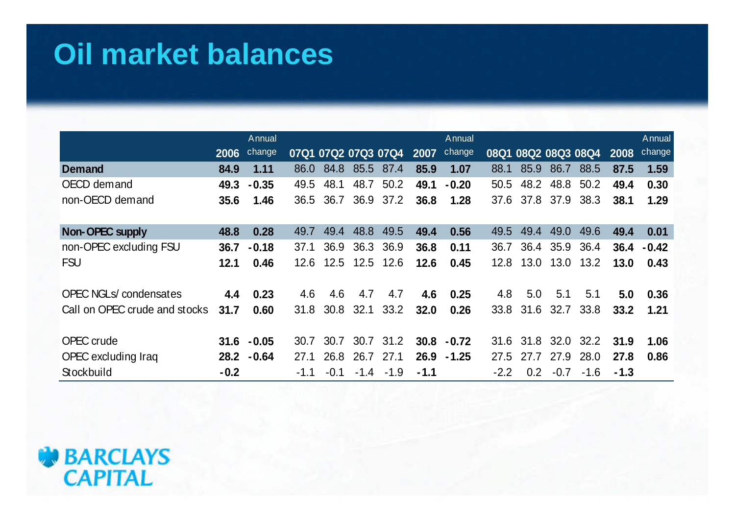# Oil market balances

| | 2006 | Annual change | 07Q1 | 07Q2 | 07Q3 | 07Q4 | 2007 | Annual change | 08Q1 | 08Q2 | 08Q3 | 08Q4 | 2008 | Annual change |
|---|---|---|---|---|---|---|---|---|---|---|---|---|---|---|
| **Demand** | **84.9** | **1.11** | 86.0 | 84.8 | 85.5 | 87.4 | **85.9** | **1.07** | 88.1 | 85.9 | 86.7 | 88.5 | **87.5** | **1.59** |
| OECD demand | **49.3** | **-0.35** | 49.5 | 48.1 | 48.7 | 50.2 | **49.1** | **-0.20** | 50.5 | 48.2 | 48.8 | 50.2 | **49.4** | **0.30** |
| non-OECD demand | **35.6** | **1.46** | 36.5 | 36.7 | 36.9 | 37.2 | **36.8** | **1.28** | 37.6 | 37.8 | 37.9 | 38.3 | **38.1** | **1.29** |
| | | | | | | | | | | | | | | |
| **Non-OPEC supply** | **48.8** | **0.28** | 49.7 | 49.4 | 48.8 | 49.5 | **49.4** | **0.56** | 49.5 | 49.4 | 49.0 | 49.6 | **49.4** | **0.01** |
| non-OPEC excluding FSU | **36.7** | **-0.18** | 37.1 | 36.9 | 36.3 | 36.9 | **36.8** | **0.11** | 36.7 | 36.4 | 35.9 | 36.4 | **36.4** | **-0.42** |
| FSU | **12.1** | **0.46** | 12.6 | 12.5 | 12.5 | 12.6 | **12.6** | **0.45** | 12.8 | 13.0 | 13.0 | 13.2 | **13.0** | **0.43** |
| | | | | | | | | | | | | | | |
| OPEC NGLs/ condensates | **4.4** | **0.23** | 4.6 | 4.6 | 4.7 | 4.7 | **4.6** | **0.25** | 4.8 | 5.0 | 5.1 | 5.1 | **5.0** | **0.36** |
| Call on OPEC crude and stocks | **31.7** | **0.60** | 31.8 | 30.8 | 32.1 | 33.2 | **32.0** | **0.26** | 33.8 | 31.6 | 32.7 | 33.8 | **33.2** | **1.21** |
| | | | | | | | | | | | | | | |
| OPEC crude | **31.6** | **-0.05** | 30.7 | 30.7 | 30.7 | 31.2 | **30.8** | **-0.72** | 31.6 | 31.8 | 32.0 | 32.2 | **31.9** | **1.06** |
| OPEC excluding Iraq | **28.2** | **-0.64** | 27.1 | 26.8 | 26.7 | 27.1 | **26.9** | **-1.25** | 27.5 | 27.7 | 27.9 | 28.0 | **27.8** | **0.86** |
| Stockbuild | **-0.2** | | -1.1 | -0.1 | -1.4 | -1.9 | **-1.1** | | -2.2 | 0.2 | -0.7 | -1.6 | **-1.3** | |

BARCLAYS CAPITAL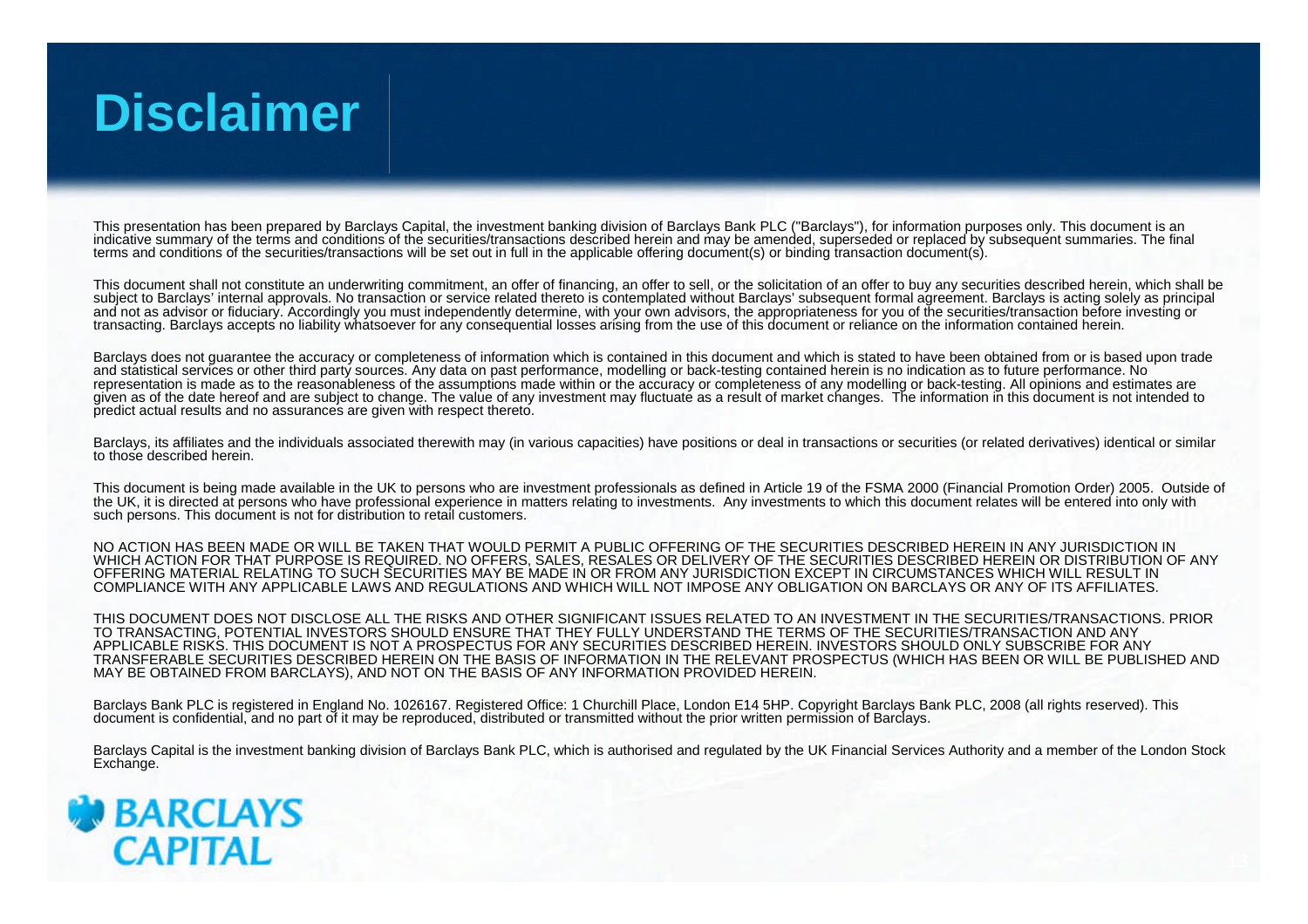# Disclaimer

This presentation has been prepared by Barclays Capital, the investment banking division of Barclays Bank PLC ("Barclays"), for information purposes only. This document is an indicative summary of the terms and conditions of the securities/transactions described herein and may be amended, superseded or replaced by subsequent summaries. The final terms and conditions of the securities/transactions will be set out in full in the applicable offering document(s) or binding transaction document(s).

This document shall not constitute an underwriting commitment, an offer of financing, an offer to sell, or the solicitation of an offer to buy any securities described herein, which shall be subject to Barclays' internal approvals. No transaction or service related thereto is contemplated without Barclays' subsequent formal agreement. Barclays is acting solely as principal and not as advisor or fiduciary. Accordingly you must independently determine, with your own advisors, the appropriateness for you of the securities/transaction before investing or transacting. Barclays accepts no liability whatsoever for any consequential losses arising from the use of this document or reliance on the information contained herein.

Barclays does not guarantee the accuracy or completeness of information which is contained in this document and which is stated to have been obtained from or is based upon trade and statistical services or other third party sources. Any data on past performance, modelling or back-testing contained herein is no indication as to future performance. No representation is made as to the reasonableness of the assumptions made within or the accuracy or completeness of any modelling or back-testing. All opinions and estimates are given as of the date hereof and are subject to change. The value of any investment may fluctuate as a result of market changes. The information in this document is not intended to predict actual results and no assurances are given with respect thereto.

Barclays, its affiliates and the individuals associated therewith may (in various capacities) have positions or deal in transactions or securities (or related derivatives) identical or similar to those described herein.

This document is being made available in the UK to persons who are investment professionals as defined in Article 19 of the FSMA 2000 (Financial Promotion Order) 2005. Outside of the UK, it is directed at persons who have professional experience in matters relating to investments. Any investments to which this document relates will be entered into only with such persons. This document is not for distribution to retail customers.

NO ACTION HAS BEEN MADE OR WILL BE TAKEN THAT WOULD PERMIT A PUBLIC OFFERING OF THE SECURITIES DESCRIBED HEREIN IN ANY JURISDICTION IN WHICH ACTION FOR THAT PURPOSE IS REQUIRED. NO OFFERS, SALES, RESALES OR DELIVERY OF THE SECURITIES DESCRIBED HEREIN OR DISTRIBUTION OF ANY OFFERING MATERIAL RELATING TO SUCH SECURITIES MAY BE MADE IN OR FROM ANY JURISDICTION EXCEPT IN CIRCUMSTANCES WHICH WILL RESULT IN COMPLIANCE WITH ANY APPLICABLE LAWS AND REGULATIONS AND WHICH WILL NOT IMPOSE ANY OBLIGATION ON BARCLAYS OR ANY OF ITS AFFILIATES.

THIS DOCUMENT DOES NOT DISCLOSE ALL THE RISKS AND OTHER SIGNIFICANT ISSUES RELATED TO AN INVESTMENT IN THE SECURITIES/TRANSACTIONS. PRIOR TO TRANSACTING, POTENTIAL INVESTORS SHOULD ENSURE THAT THEY FULLY UNDERSTAND THE TERMS OF THE SECURITIES/TRANSACTION AND ANY APPLICABLE RISKS. THIS DOCUMENT IS NOT A PROSPECTUS FOR ANY SECURITIES DESCRIBED HEREIN. INVESTORS SHOULD ONLY SUBSCRIBE FOR ANY TRANSFERABLE SECURITIES DESCRIBED HEREIN ON THE BASIS OF INFORMATION IN THE RELEVANT PROSPECTUS (WHICH HAS BEEN OR WILL BE PUBLISHED AND MAY BE OBTAINED FROM BARCLAYS), AND NOT ON THE BASIS OF ANY INFORMATION PROVIDED HEREIN.

Barclays Bank PLC is registered in England No. 1026167. Registered Office: 1 Churchill Place, London E14 5HP. Copyright Barclays Bank PLC, 2008 (all rights reserved). This document is confidential, and no part of it may be reproduced, distributed or transmitted without the prior written permission of Barclays.

Barclays Capital is the investment banking division of Barclays Bank PLC, which is authorised and regulated by the UK Financial Services Authority and a member of the London Stock Exchange.

BARCLAYS CAPITAL